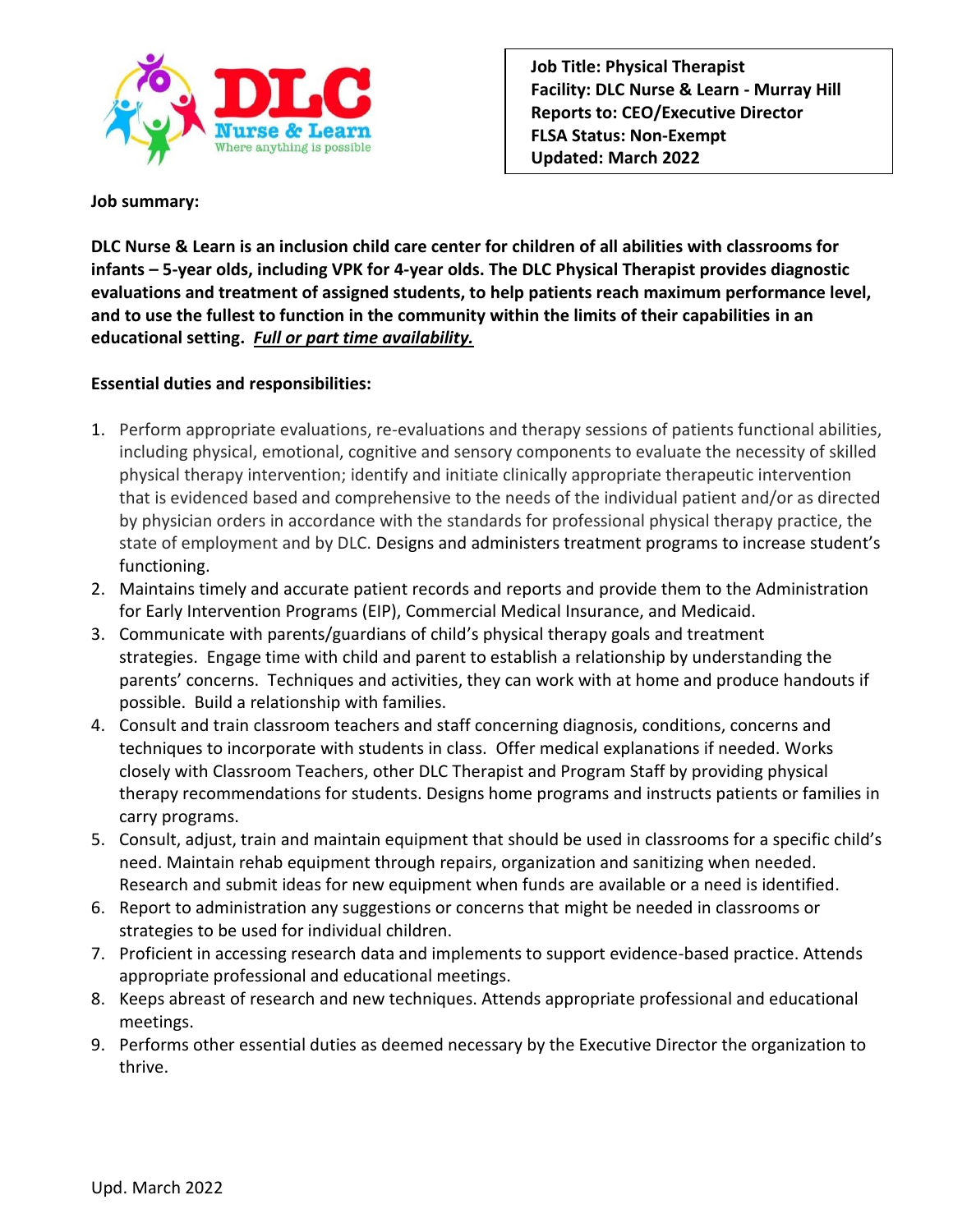**Job Title: Physical Therapist**
**Facility: DLC Nurse & Learn - Murray Hill**
**Reports to: CEO/Executive Director**
**FLSA Status: Non-Exempt**
**Updated: March 2022**

**Job summary:**

**DLC Nurse & Learn is an inclusion child care center for children of all abilities with classrooms for infants – 5-year olds, including VPK for 4-year olds. The DLC Physical Therapist provides diagnostic evaluations and treatment of assigned students, to help patients reach maximum performance level, and to use the fullest to function in the community within the limits of their capabilities in an educational setting.** ***Full or part time availability.***

**Essential duties and responsibilities:**

1. Perform appropriate evaluations, re-evaluations and therapy sessions of patients functional abilities, including physical, emotional, cognitive and sensory components to evaluate the necessity of skilled physical therapy intervention; identify and initiate clinically appropriate therapeutic intervention that is evidenced based and comprehensive to the needs of the individual patient and/or as directed by physician orders in accordance with the standards for professional physical therapy practice, the state of employment and by DLC. Designs and administers treatment programs to increase student's functioning.
2. Maintains timely and accurate patient records and reports and provide them to the Administration for Early Intervention Programs (EIP), Commercial Medical Insurance, and Medicaid.
3. Communicate with parents/guardians of child's physical therapy goals and treatment strategies. Engage time with child and parent to establish a relationship by understanding the parents' concerns. Techniques and activities, they can work with at home and produce handouts if possible. Build a relationship with families.
4. Consult and train classroom teachers and staff concerning diagnosis, conditions, concerns and techniques to incorporate with students in class. Offer medical explanations if needed. Works closely with Classroom Teachers, other DLC Therapist and Program Staff by providing physical therapy recommendations for students. Designs home programs and instructs patients or families in carry programs.
5. Consult, adjust, train and maintain equipment that should be used in classrooms for a specific child's need. Maintain rehab equipment through repairs, organization and sanitizing when needed. Research and submit ideas for new equipment when funds are available or a need is identified.
6. Report to administration any suggestions or concerns that might be needed in classrooms or strategies to be used for individual children.
7. Proficient in accessing research data and implements to support evidence-based practice. Attends appropriate professional and educational meetings.
8. Keeps abreast of research and new techniques. Attends appropriate professional and educational meetings.
9. Performs other essential duties as deemed necessary by the Executive Director the organization to thrive.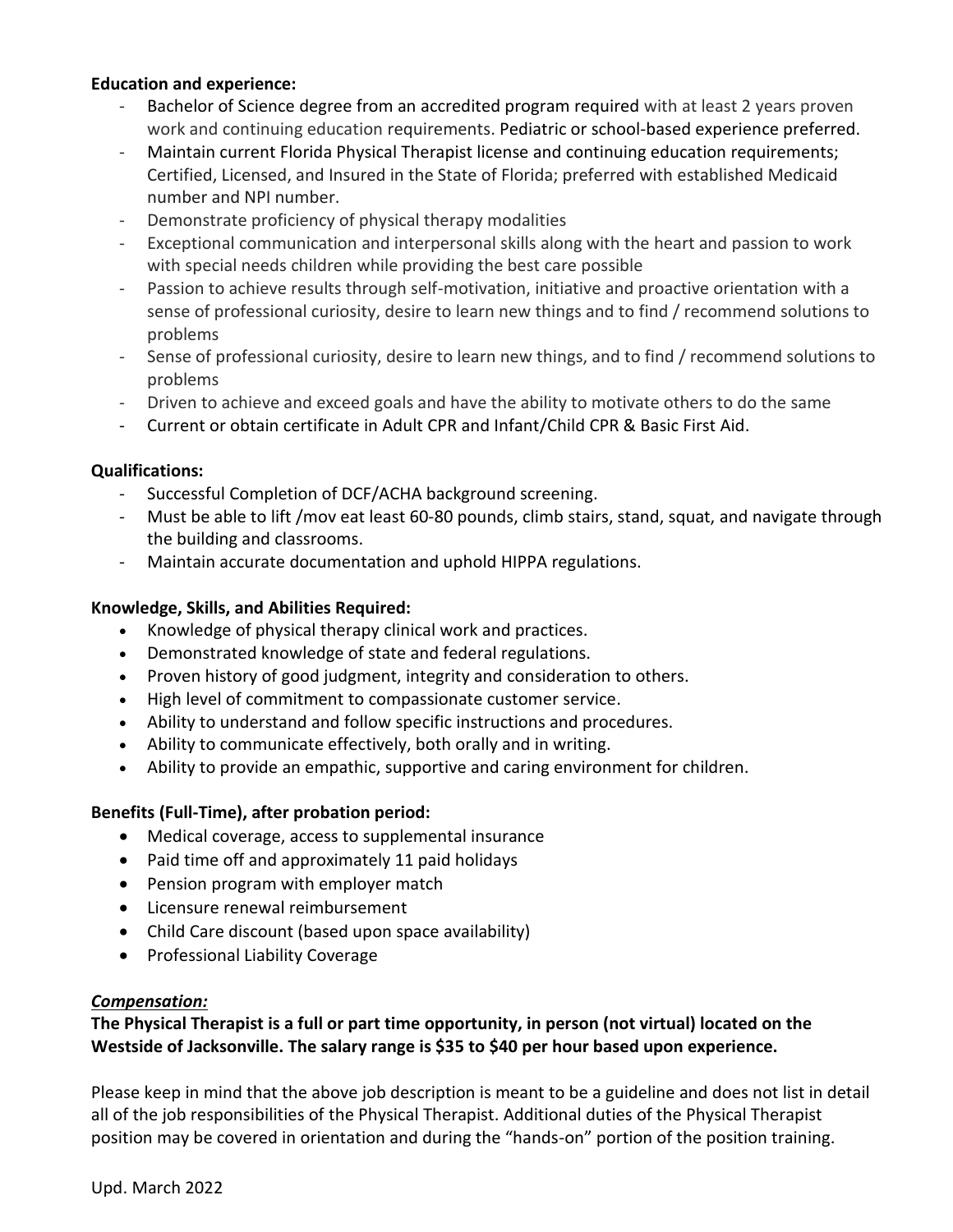**Education and experience:**

- Bachelor of Science degree from an accredited program required with at least 2 years proven work and continuing education requirements. Pediatric or school-based experience preferred.
- Maintain current Florida Physical Therapist license and continuing education requirements; Certified, Licensed, and Insured in the State of Florida; preferred with established Medicaid number and NPI number.
- Demonstrate proficiency of physical therapy modalities
- Exceptional communication and interpersonal skills along with the heart and passion to work with special needs children while providing the best care possible
- Passion to achieve results through self-motivation, initiative and proactive orientation with a sense of professional curiosity, desire to learn new things and to find / recommend solutions to problems
- Sense of professional curiosity, desire to learn new things, and to find / recommend solutions to problems
- Driven to achieve and exceed goals and have the ability to motivate others to do the same
- Current or obtain certificate in Adult CPR and Infant/Child CPR & Basic First Aid.

**Qualifications:**

- Successful Completion of DCF/ACHA background screening.
- Must be able to lift /mov eat least 60-80 pounds, climb stairs, stand, squat, and navigate through the building and classrooms.
- Maintain accurate documentation and uphold HIPPA regulations.

**Knowledge, Skills, and Abilities Required:**

- Knowledge of physical therapy clinical work and practices.
- Demonstrated knowledge of state and federal regulations.
- Proven history of good judgment, integrity and consideration to others.
- High level of commitment to compassionate customer service.
- Ability to understand and follow specific instructions and procedures.
- Ability to communicate effectively, both orally and in writing.
- Ability to provide an empathic, supportive and caring environment for children.

**Benefits (Full-Time), after probation period:**

- Medical coverage, access to supplemental insurance
- Paid time off and approximately 11 paid holidays
- Pension program with employer match
- Licensure renewal reimbursement
- Child Care discount (based upon space availability)
- Professional Liability Coverage

***Compensation:***

**The Physical Therapist is a full or part time opportunity, in person (not virtual) located on the Westside of Jacksonville. The salary range is $35 to $40 per hour based upon experience.**

Please keep in mind that the above job description is meant to be a guideline and does not list in detail all of the job responsibilities of the Physical Therapist. Additional duties of the Physical Therapist position may be covered in orientation and during the "hands-on" portion of the position training.

Upd. March 2022